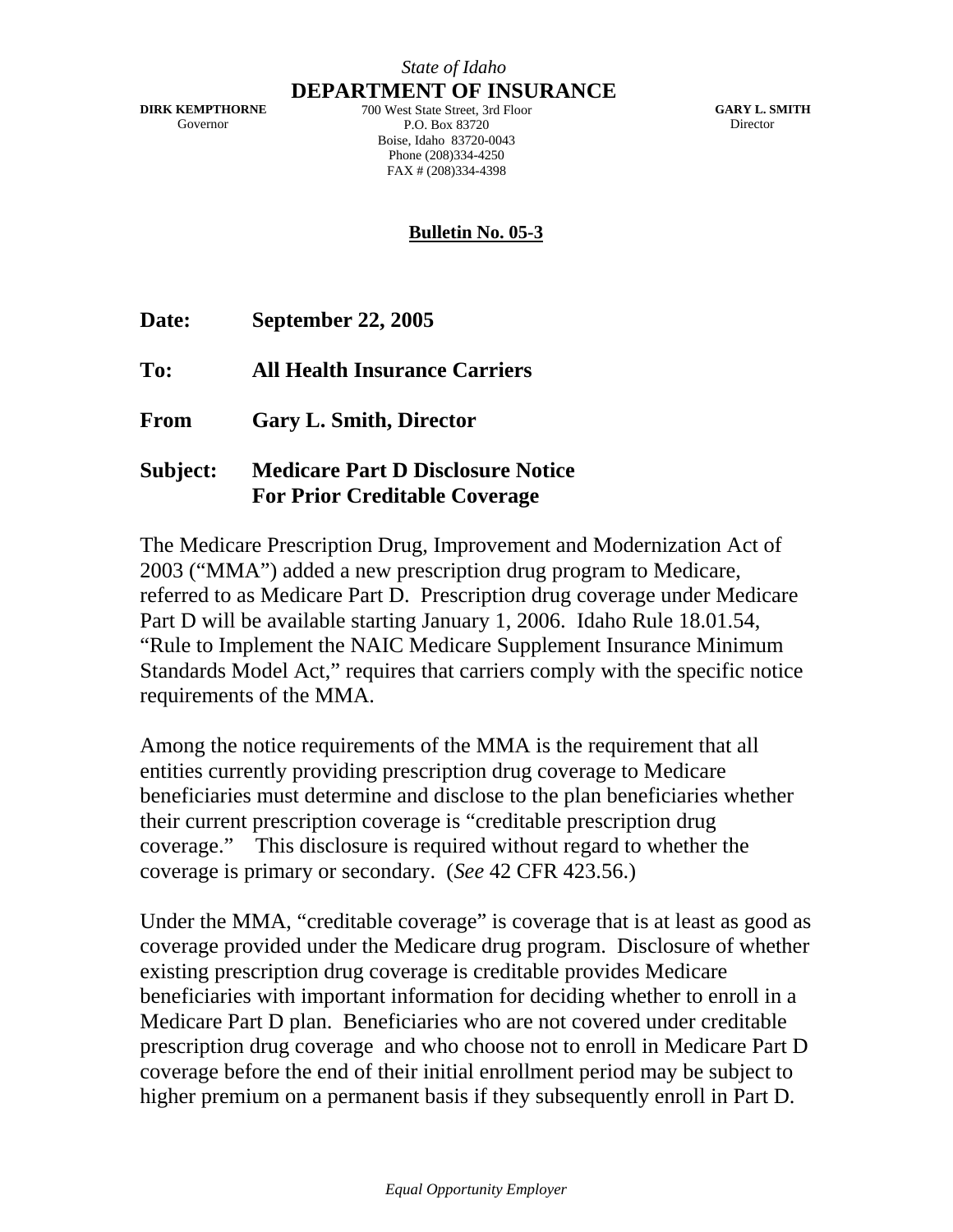*State of Idaho*

**DEPARTMENT OF INSURANCE**

**DIRK KEMPTHORNE**
Governor

700 West State Street, 3rd Floor
P.O. Box 83720
Boise, Idaho 83720-0043
Phone (208)334-4250
FAX # (208)334-4398

**GARY L. SMITH**
Director

**Bulletin No. 05-3**

**Date:** **September 22, 2005**

**To:** **All Health Insurance Carriers**

**From** **Gary L. Smith, Director**

**Subject:** **Medicare Part D Disclosure Notice For Prior Creditable Coverage**

The Medicare Prescription Drug, Improvement and Modernization Act of 2003 ("MMA") added a new prescription drug program to Medicare, referred to as Medicare Part D. Prescription drug coverage under Medicare Part D will be available starting January 1, 2006. Idaho Rule 18.01.54, "Rule to Implement the NAIC Medicare Supplement Insurance Minimum Standards Model Act," requires that carriers comply with the specific notice requirements of the MMA.

Among the notice requirements of the MMA is the requirement that all entities currently providing prescription drug coverage to Medicare beneficiaries must determine and disclose to the plan beneficiaries whether their current prescription coverage is "creditable prescription drug coverage." This disclosure is required without regard to whether the coverage is primary or secondary. (*See* 42 CFR 423.56.)

Under the MMA, "creditable coverage" is coverage that is at least as good as coverage provided under the Medicare drug program. Disclosure of whether existing prescription drug coverage is creditable provides Medicare beneficiaries with important information for deciding whether to enroll in a Medicare Part D plan. Beneficiaries who are not covered under creditable prescription drug coverage and who choose not to enroll in Medicare Part D coverage before the end of their initial enrollment period may be subject to higher premium on a permanent basis if they subsequently enroll in Part D.

*Equal Opportunity Employer*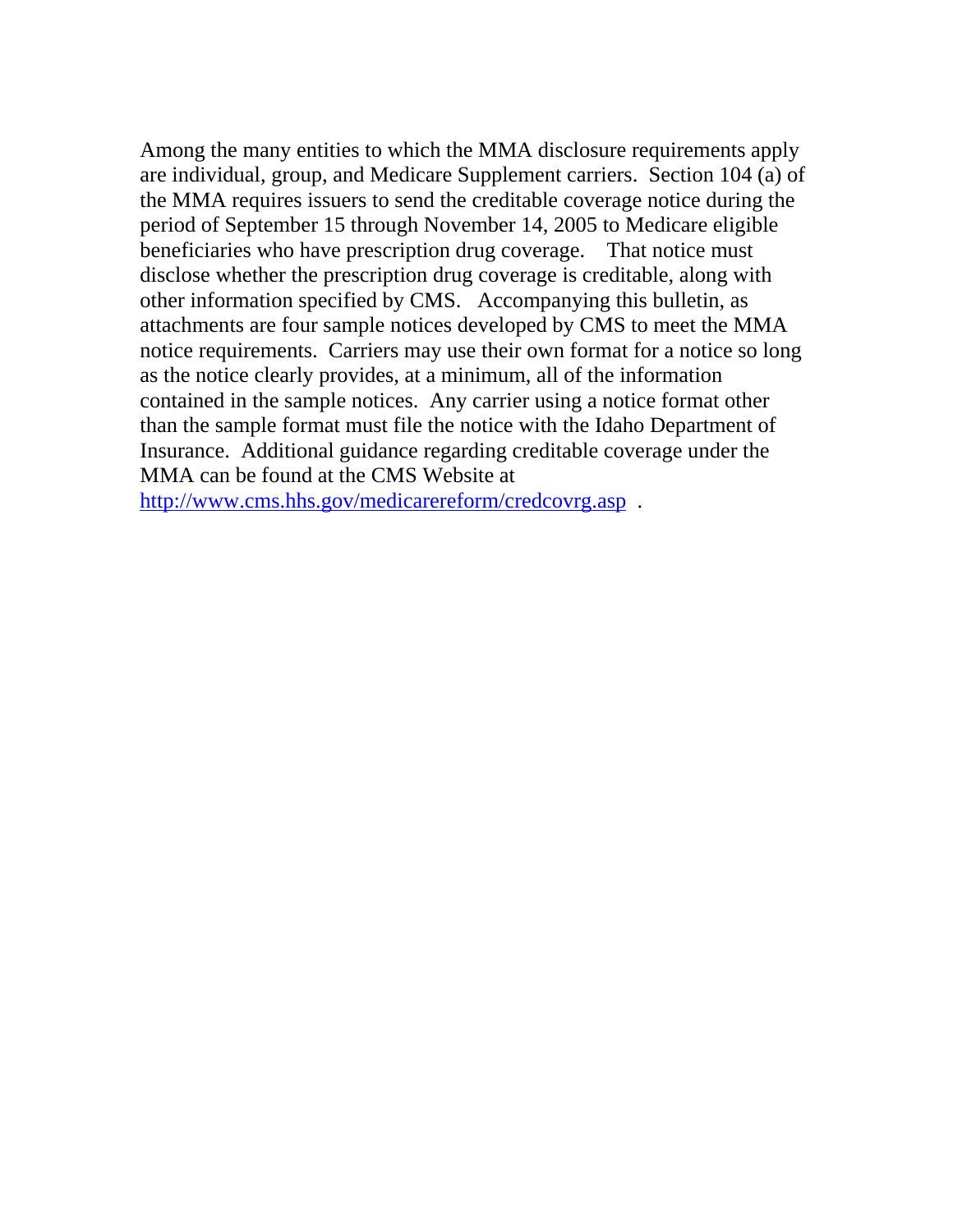Among the many entities to which the MMA disclosure requirements apply are individual, group, and Medicare Supplement carriers. Section 104 (a) of the MMA requires issuers to send the creditable coverage notice during the period of September 15 through November 14, 2005 to Medicare eligible beneficiaries who have prescription drug coverage. That notice must disclose whether the prescription drug coverage is creditable, along with other information specified by CMS. Accompanying this bulletin, as attachments are four sample notices developed by CMS to meet the MMA notice requirements. Carriers may use their own format for a notice so long as the notice clearly provides, at a minimum, all of the information contained in the sample notices. Any carrier using a notice format other than the sample format must file the notice with the Idaho Department of Insurance. Additional guidance regarding creditable coverage under the MMA can be found at the CMS Website at http://www.cms.hhs.gov/medicarereform/credcovrg.asp .